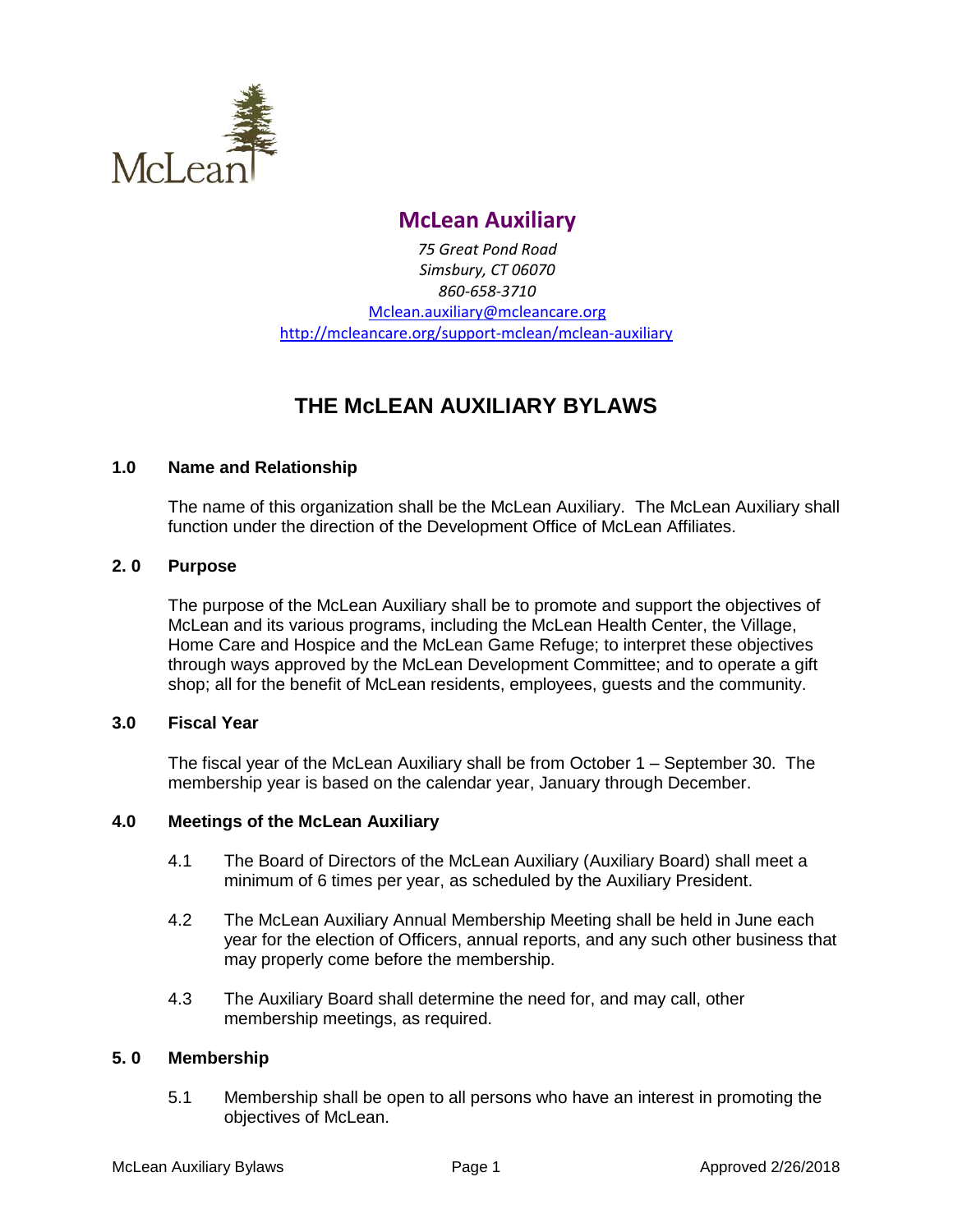McLean

## McLean Auxiliary

*75 Great Pond Road*
*Simsbury, CT 06070*
*860-658-3710*
[Mclean.auxiliary@mcleancare.org](mailto:Mclean.auxiliary@mcleancare.org)
[http://mcleancare.org/support-mclean/mclean-auxiliary](http://mcleancare.org/support-mclean/mclean-auxiliary)

# THE McLEAN AUXILIARY BYLAWS

### 1.0 Name and Relationship

The name of this organization shall be the McLean Auxiliary. The McLean Auxiliary shall function under the direction of the Development Office of McLean Affiliates.

### 2. 0 Purpose

The purpose of the McLean Auxiliary shall be to promote and support the objectives of McLean and its various programs, including the McLean Health Center, the Village, Home Care and Hospice and the McLean Game Refuge; to interpret these objectives through ways approved by the McLean Development Committee; and to operate a gift shop; all for the benefit of McLean residents, employees, guests and the community.

### 3.0 Fiscal Year

The fiscal year of the McLean Auxiliary shall be from October 1 – September 30. The membership year is based on the calendar year, January through December.

### 4.0 Meetings of the McLean Auxiliary

4.1 The Board of Directors of the McLean Auxiliary (Auxiliary Board) shall meet a minimum of 6 times per year, as scheduled by the Auxiliary President.

4.2 The McLean Auxiliary Annual Membership Meeting shall be held in June each year for the election of Officers, annual reports, and any such other business that may properly come before the membership.

4.3 The Auxiliary Board shall determine the need for, and may call, other membership meetings, as required.

### 5. 0 Membership

5.1 Membership shall be open to all persons who have an interest in promoting the objectives of McLean.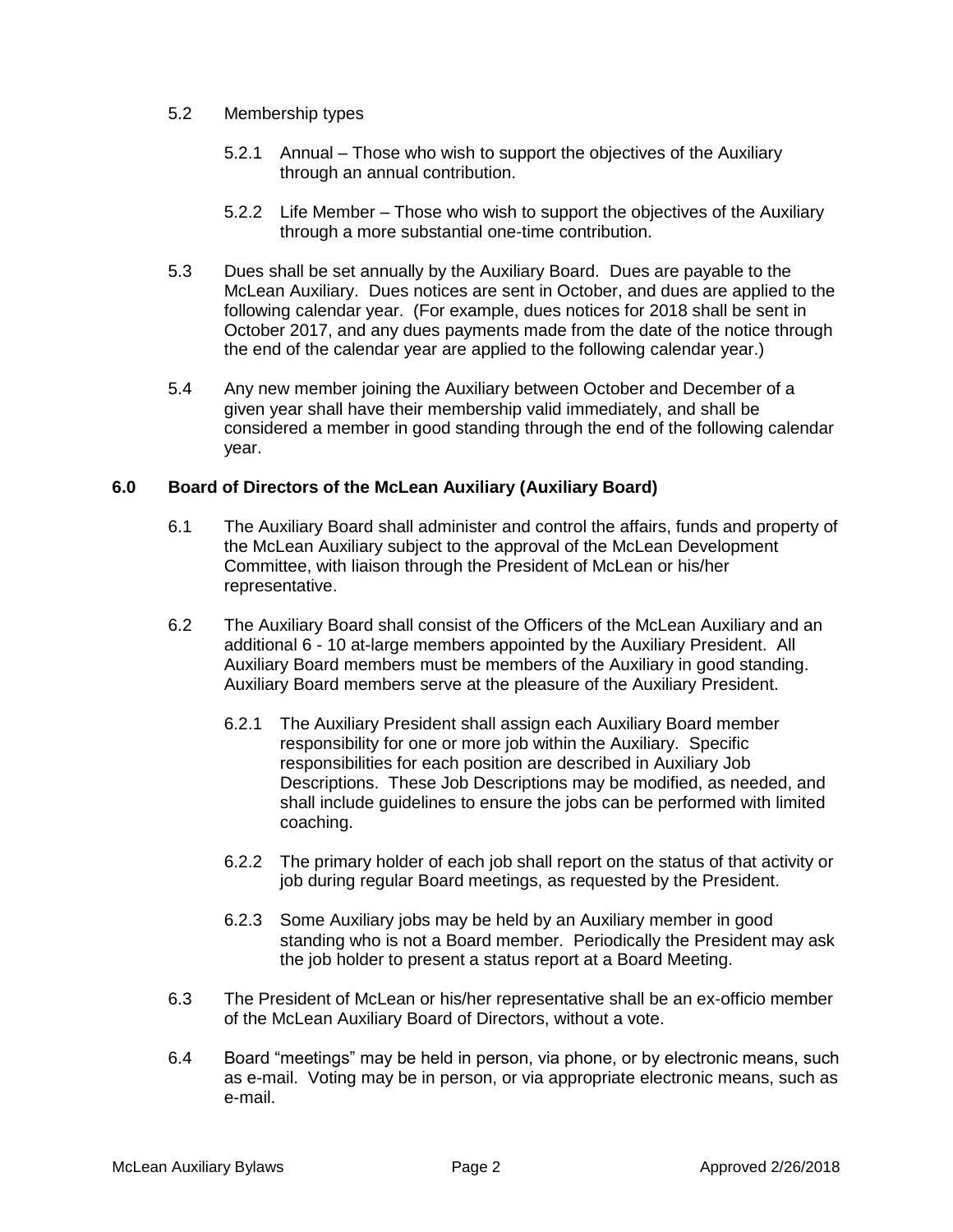5.2 Membership types

5.2.1 Annual – Those who wish to support the objectives of the Auxiliary through an annual contribution.

5.2.2 Life Member – Those who wish to support the objectives of the Auxiliary through a more substantial one-time contribution.

5.3 Dues shall be set annually by the Auxiliary Board. Dues are payable to the McLean Auxiliary. Dues notices are sent in October, and dues are applied to the following calendar year. (For example, dues notices for 2018 shall be sent in October 2017, and any dues payments made from the date of the notice through the end of the calendar year are applied to the following calendar year.)

5.4 Any new member joining the Auxiliary between October and December of a given year shall have their membership valid immediately, and shall be considered a member in good standing through the end of the following calendar year.

## 6.0 Board of Directors of the McLean Auxiliary (Auxiliary Board)

6.1 The Auxiliary Board shall administer and control the affairs, funds and property of the McLean Auxiliary subject to the approval of the McLean Development Committee, with liaison through the President of McLean or his/her representative.

6.2 The Auxiliary Board shall consist of the Officers of the McLean Auxiliary and an additional 6 - 10 at-large members appointed by the Auxiliary President. All Auxiliary Board members must be members of the Auxiliary in good standing. Auxiliary Board members serve at the pleasure of the Auxiliary President.

6.2.1 The Auxiliary President shall assign each Auxiliary Board member responsibility for one or more job within the Auxiliary. Specific responsibilities for each position are described in Auxiliary Job Descriptions. These Job Descriptions may be modified, as needed, and shall include guidelines to ensure the jobs can be performed with limited coaching.

6.2.2 The primary holder of each job shall report on the status of that activity or job during regular Board meetings, as requested by the President.

6.2.3 Some Auxiliary jobs may be held by an Auxiliary member in good standing who is not a Board member. Periodically the President may ask the job holder to present a status report at a Board Meeting.

6.3 The President of McLean or his/her representative shall be an ex-officio member of the McLean Auxiliary Board of Directors, without a vote.

6.4 Board "meetings" may be held in person, via phone, or by electronic means, such as e-mail. Voting may be in person, or via appropriate electronic means, such as e-mail.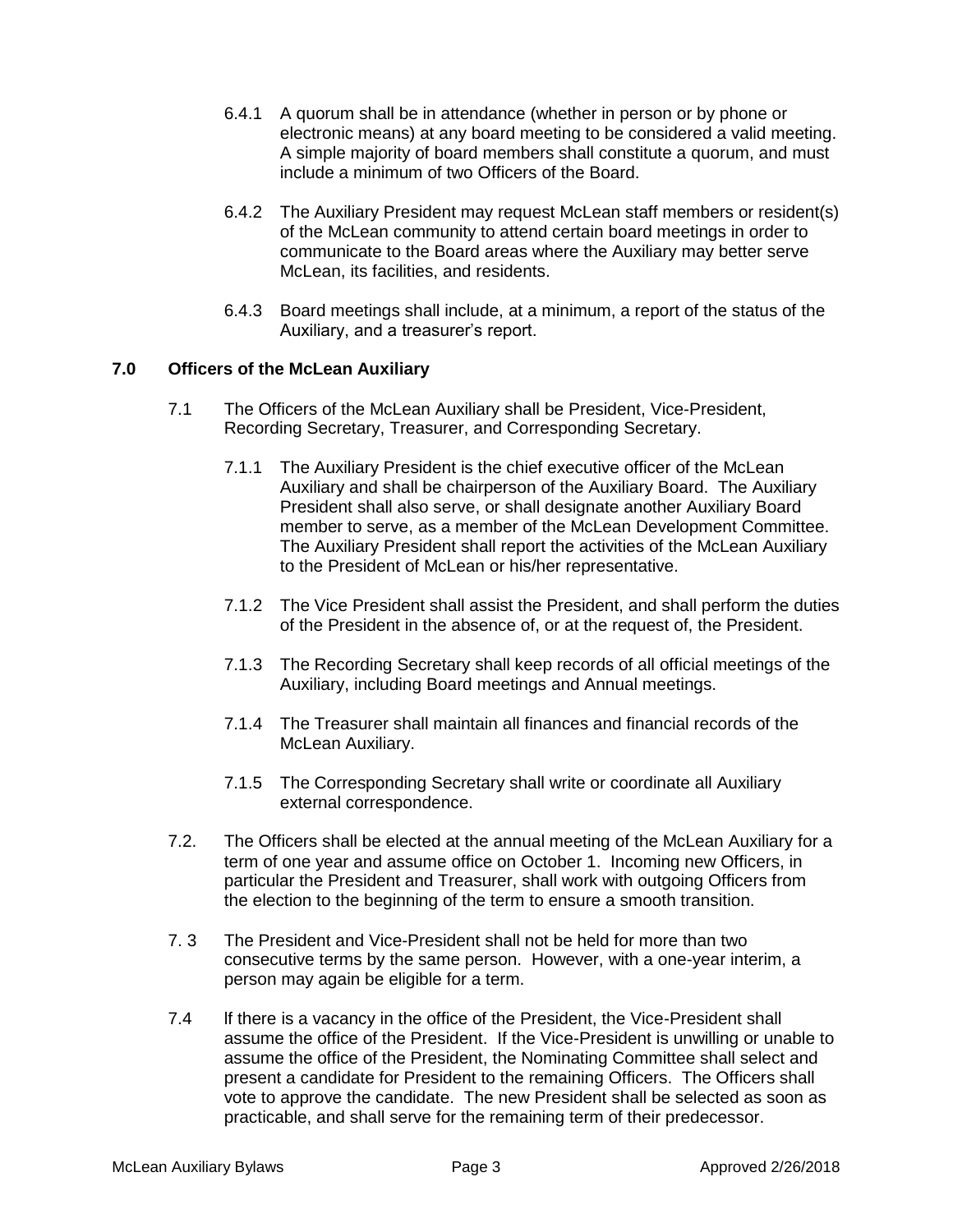6.4.1 A quorum shall be in attendance (whether in person or by phone or electronic means) at any board meeting to be considered a valid meeting. A simple majority of board members shall constitute a quorum, and must include a minimum of two Officers of the Board.

6.4.2 The Auxiliary President may request McLean staff members or resident(s) of the McLean community to attend certain board meetings in order to communicate to the Board areas where the Auxiliary may better serve McLean, its facilities, and residents.

6.4.3 Board meetings shall include, at a minimum, a report of the status of the Auxiliary, and a treasurer's report.

## 7.0 Officers of the McLean Auxiliary

7.1 The Officers of the McLean Auxiliary shall be President, Vice-President, Recording Secretary, Treasurer, and Corresponding Secretary.

7.1.1 The Auxiliary President is the chief executive officer of the McLean Auxiliary and shall be chairperson of the Auxiliary Board. The Auxiliary President shall also serve, or shall designate another Auxiliary Board member to serve, as a member of the McLean Development Committee. The Auxiliary President shall report the activities of the McLean Auxiliary to the President of McLean or his/her representative.

7.1.2 The Vice President shall assist the President, and shall perform the duties of the President in the absence of, or at the request of, the President.

7.1.3 The Recording Secretary shall keep records of all official meetings of the Auxiliary, including Board meetings and Annual meetings.

7.1.4 The Treasurer shall maintain all finances and financial records of the McLean Auxiliary.

7.1.5 The Corresponding Secretary shall write or coordinate all Auxiliary external correspondence.

7.2. The Officers shall be elected at the annual meeting of the McLean Auxiliary for a term of one year and assume office on October 1. Incoming new Officers, in particular the President and Treasurer, shall work with outgoing Officers from the election to the beginning of the term to ensure a smooth transition.

7. 3 The President and Vice-President shall not be held for more than two consecutive terms by the same person. However, with a one-year interim, a person may again be eligible for a term.

7.4 If there is a vacancy in the office of the President, the Vice-President shall assume the office of the President. If the Vice-President is unwilling or unable to assume the office of the President, the Nominating Committee shall select and present a candidate for President to the remaining Officers. The Officers shall vote to approve the candidate. The new President shall be selected as soon as practicable, and shall serve for the remaining term of their predecessor.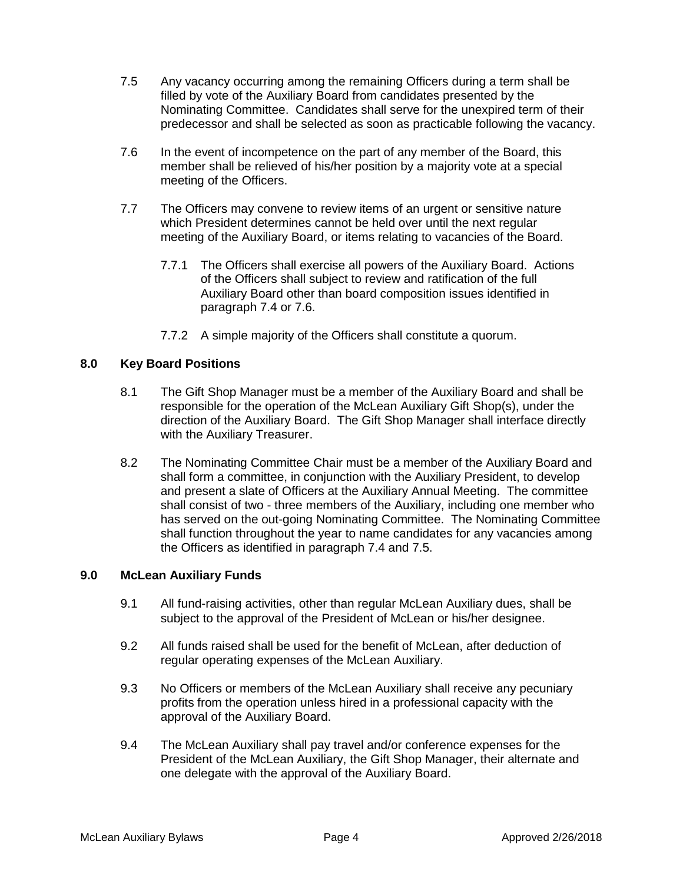7.5 Any vacancy occurring among the remaining Officers during a term shall be filled by vote of the Auxiliary Board from candidates presented by the Nominating Committee. Candidates shall serve for the unexpired term of their predecessor and shall be selected as soon as practicable following the vacancy.

7.6 In the event of incompetence on the part of any member of the Board, this member shall be relieved of his/her position by a majority vote at a special meeting of the Officers.

7.7 The Officers may convene to review items of an urgent or sensitive nature which President determines cannot be held over until the next regular meeting of the Auxiliary Board, or items relating to vacancies of the Board.

7.7.1 The Officers shall exercise all powers of the Auxiliary Board. Actions of the Officers shall subject to review and ratification of the full Auxiliary Board other than board composition issues identified in paragraph 7.4 or 7.6.

7.7.2 A simple majority of the Officers shall constitute a quorum.

## 8.0 Key Board Positions

8.1 The Gift Shop Manager must be a member of the Auxiliary Board and shall be responsible for the operation of the McLean Auxiliary Gift Shop(s), under the direction of the Auxiliary Board. The Gift Shop Manager shall interface directly with the Auxiliary Treasurer.

8.2 The Nominating Committee Chair must be a member of the Auxiliary Board and shall form a committee, in conjunction with the Auxiliary President, to develop and present a slate of Officers at the Auxiliary Annual Meeting. The committee shall consist of two - three members of the Auxiliary, including one member who has served on the out-going Nominating Committee. The Nominating Committee shall function throughout the year to name candidates for any vacancies among the Officers as identified in paragraph 7.4 and 7.5.

## 9.0 McLean Auxiliary Funds

9.1 All fund-raising activities, other than regular McLean Auxiliary dues, shall be subject to the approval of the President of McLean or his/her designee.

9.2 All funds raised shall be used for the benefit of McLean, after deduction of regular operating expenses of the McLean Auxiliary.

9.3 No Officers or members of the McLean Auxiliary shall receive any pecuniary profits from the operation unless hired in a professional capacity with the approval of the Auxiliary Board.

9.4 The McLean Auxiliary shall pay travel and/or conference expenses for the President of the McLean Auxiliary, the Gift Shop Manager, their alternate and one delegate with the approval of the Auxiliary Board.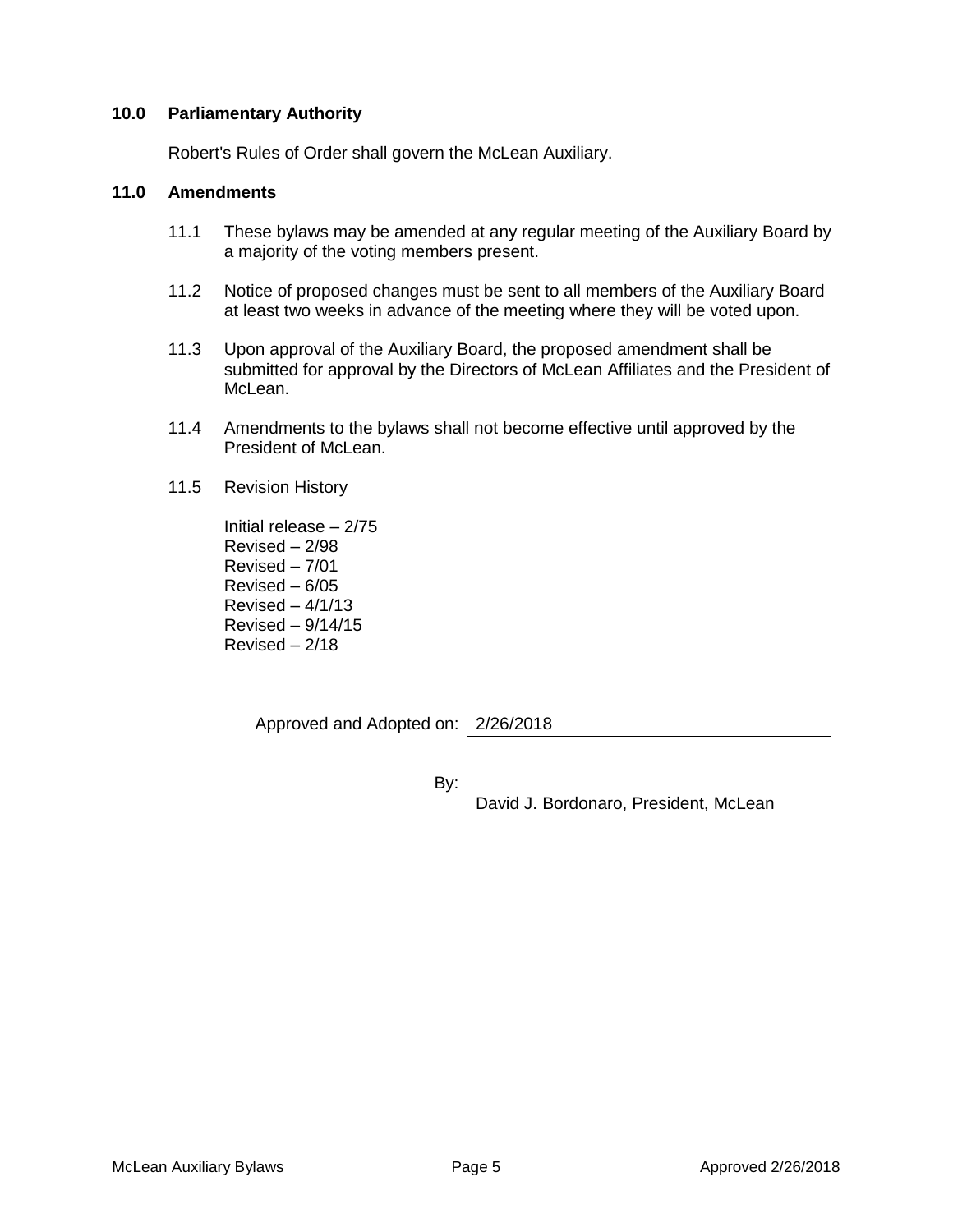## 10.0 Parliamentary Authority

Robert's Rules of Order shall govern the McLean Auxiliary.

## 11.0 Amendments

11.1 These bylaws may be amended at any regular meeting of the Auxiliary Board by a majority of the voting members present.

11.2 Notice of proposed changes must be sent to all members of the Auxiliary Board at least two weeks in advance of the meeting where they will be voted upon.

11.3 Upon approval of the Auxiliary Board, the proposed amendment shall be submitted for approval by the Directors of McLean Affiliates and the President of McLean.

11.4 Amendments to the bylaws shall not become effective until approved by the President of McLean.

11.5 Revision History

Initial release – 2/75
Revised – 2/98
Revised – 7/01
Revised – 6/05
Revised – 4/1/13
Revised – 9/14/15
Revised – 2/18

Approved and Adopted on: 2/26/2018

By: ______________________________
David J. Bordonaro, President, McLean